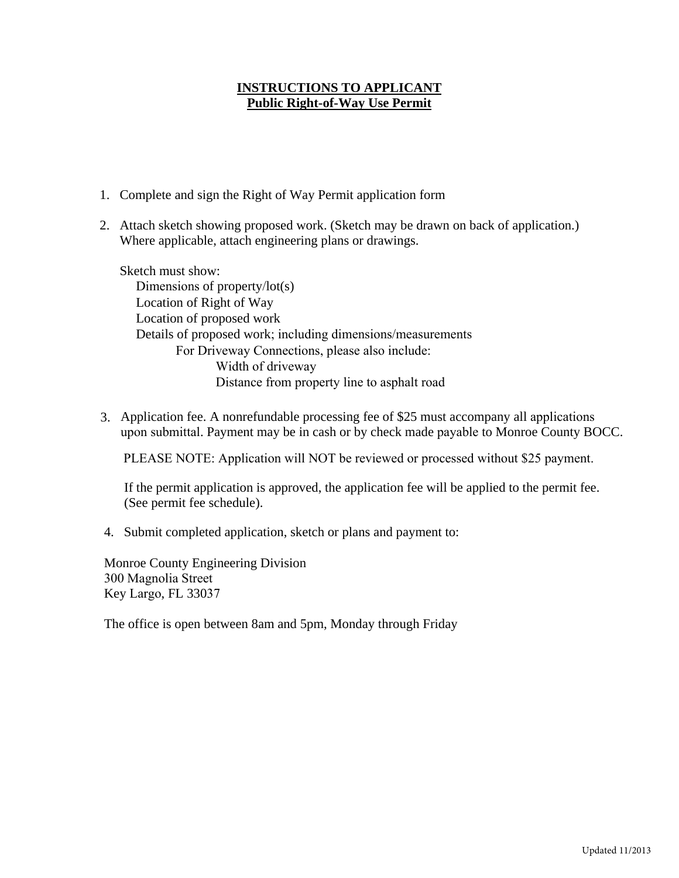# **INSTRUCTIONS TO APPLICANT**
## **Public Right-of-Way Use Permit**

1. Complete and sign the Right of Way Permit application form

2. Attach sketch showing proposed work. (Sketch may be drawn on back of application.) Where applicable, attach engineering plans or drawings.

   Sketch must show:
   - Dimensions of property/lot(s)
   - Location of Right of Way
   - Location of proposed work
   - Details of proposed work; including dimensions/measurements
     - For Driveway Connections, please also include:
       - Width of driveway
       - Distance from property line to asphalt road

3. Application fee. A nonrefundable processing fee of $25 must accompany all applications upon submittal. Payment may be in cash or by check made payable to Monroe County BOCC.

   PLEASE NOTE: Application will NOT be reviewed or processed without $25 payment.

   If the permit application is approved, the application fee will be applied to the permit fee. (See permit fee schedule).

4. Submit completed application, sketch or plans and payment to:

Monroe County Engineering Division
300 Magnolia Street
Key Largo, FL 33037

The office is open between 8am and 5pm, Monday through Friday

Updated 11/2013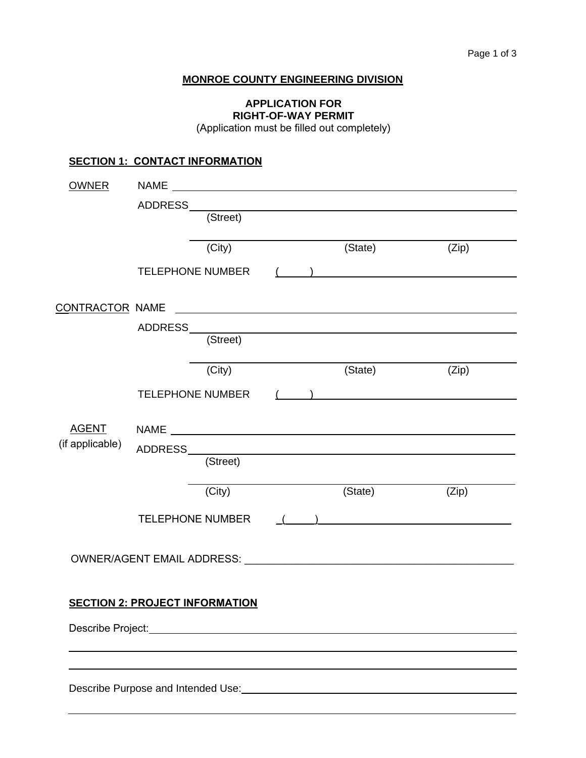## MONROE COUNTY ENGINEERING DIVISION

### APPLICATION FOR RIGHT-OF-WAY PERMIT

(Application must be filled out completely)

### SECTION 1: CONTACT INFORMATION

**OWNER**

NAME ______________________________________________

ADDRESS ______________________________________________
(Street)

______________________________________________
(City) (State) (Zip)

TELEPHONE NUMBER ( ) ______________________________

**CONTRACTOR**

NAME ______________________________________________

ADDRESS ______________________________________________
(Street)

______________________________________________
(City) (State) (Zip)

TELEPHONE NUMBER ( ) ______________________________

**AGENT** (if applicable)

NAME ______________________________________________

ADDRESS ______________________________________________
(Street)

______________________________________________
(City) (State) (Zip)

TELEPHONE NUMBER ( ) ______________________________

OWNER/AGENT EMAIL ADDRESS: ______________________________________________

### SECTION 2: PROJECT INFORMATION

Describe Project: ______________________________________________

______________________________________________

______________________________________________

Describe Purpose and Intended Use: ______________________________________________

______________________________________________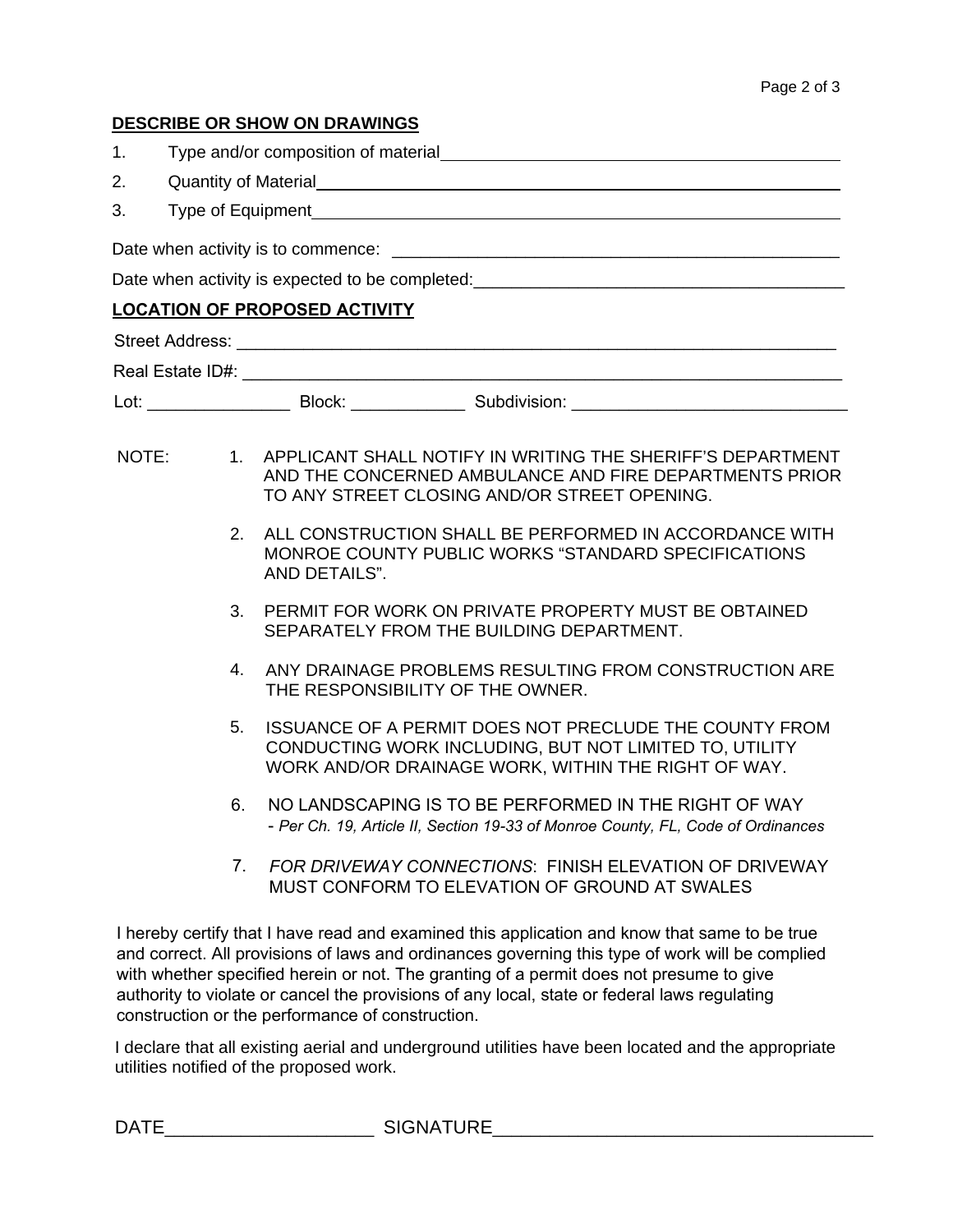**DESCRIBE OR SHOW ON DRAWINGS**

1. Type and/or composition of material\_\_\_\_\_\_\_\_\_\_\_\_\_\_\_\_\_\_\_\_\_\_\_\_\_\_\_\_\_\_\_\_\_\_\_\_\_\_\_\_\_\_
2. Quantity of Material\_\_\_\_\_\_\_\_\_\_\_\_\_\_\_\_\_\_\_\_\_\_\_\_\_\_\_\_\_\_\_\_\_\_\_\_\_\_\_\_\_\_\_\_\_\_\_\_\_\_\_
3. Type of Equipment\_\_\_\_\_\_\_\_\_\_\_\_\_\_\_\_\_\_\_\_\_\_\_\_\_\_\_\_\_\_\_\_\_\_\_\_\_\_\_\_\_\_\_\_\_\_\_\_\_\_\_\_

Date when activity is to commence: \_\_\_\_\_\_\_\_\_\_\_\_\_\_\_\_\_\_\_\_\_\_\_\_\_\_\_\_\_\_\_\_\_\_\_\_\_\_\_\_\_\_\_\_\_\_

Date when activity is expected to be completed:\_\_\_\_\_\_\_\_\_\_\_\_\_\_\_\_\_\_\_\_\_\_\_\_\_\_\_\_\_\_\_\_\_\_\_\_\_\_\_

**LOCATION OF PROPOSED ACTIVITY**

Street Address: \_\_\_\_\_\_\_\_\_\_\_\_\_\_\_\_\_\_\_\_\_\_\_\_\_\_\_\_\_\_\_\_\_\_\_\_\_\_\_\_\_\_\_\_\_\_\_\_\_\_\_\_\_\_\_\_\_\_\_\_\_\_

Real Estate ID#: \_\_\_\_\_\_\_\_\_\_\_\_\_\_\_\_\_\_\_\_\_\_\_\_\_\_\_\_\_\_\_\_\_\_\_\_\_\_\_\_\_\_\_\_\_\_\_\_\_\_\_\_\_\_\_\_\_\_\_\_\_\_

Lot: \_\_\_\_\_\_\_\_\_\_\_\_\_\_\_ Block: \_\_\_\_\_\_\_\_\_\_\_\_ Subdivision: \_\_\_\_\_\_\_\_\_\_\_\_\_\_\_\_\_\_\_\_\_\_\_\_\_\_\_\_\_

NOTE:

1. APPLICANT SHALL NOTIFY IN WRITING THE SHERIFF'S DEPARTMENT AND THE CONCERNED AMBULANCE AND FIRE DEPARTMENTS PRIOR TO ANY STREET CLOSING AND/OR STREET OPENING.
2. ALL CONSTRUCTION SHALL BE PERFORMED IN ACCORDANCE WITH MONROE COUNTY PUBLIC WORKS "STANDARD SPECIFICATIONS AND DETAILS".
3. PERMIT FOR WORK ON PRIVATE PROPERTY MUST BE OBTAINED SEPARATELY FROM THE BUILDING DEPARTMENT.
4. ANY DRAINAGE PROBLEMS RESULTING FROM CONSTRUCTION ARE THE RESPONSIBILITY OF THE OWNER.
5. ISSUANCE OF A PERMIT DOES NOT PRECLUDE THE COUNTY FROM CONDUCTING WORK INCLUDING, BUT NOT LIMITED TO, UTILITY WORK AND/OR DRAINAGE WORK, WITHIN THE RIGHT OF WAY.
6. NO LANDSCAPING IS TO BE PERFORMED IN THE RIGHT OF WAY - *Per Ch. 19, Article II, Section 19-33 of Monroe County, FL, Code of Ordinances*
7. *FOR DRIVEWAY CONNECTIONS*: FINISH ELEVATION OF DRIVEWAY MUST CONFORM TO ELEVATION OF GROUND AT SWALES

I hereby certify that I have read and examined this application and know that same to be true and correct. All provisions of laws and ordinances governing this type of work will be complied with whether specified herein or not. The granting of a permit does not presume to give authority to violate or cancel the provisions of any local, state or federal laws regulating construction or the performance of construction.

I declare that all existing aerial and underground utilities have been located and the appropriate utilities notified of the proposed work.

DATE\_\_\_\_\_\_\_\_\_\_\_\_\_\_\_\_\_\_\_\_ SIGNATURE\_\_\_\_\_\_\_\_\_\_\_\_\_\_\_\_\_\_\_\_\_\_\_\_\_\_\_\_\_\_\_\_\_\_\_\_\_\_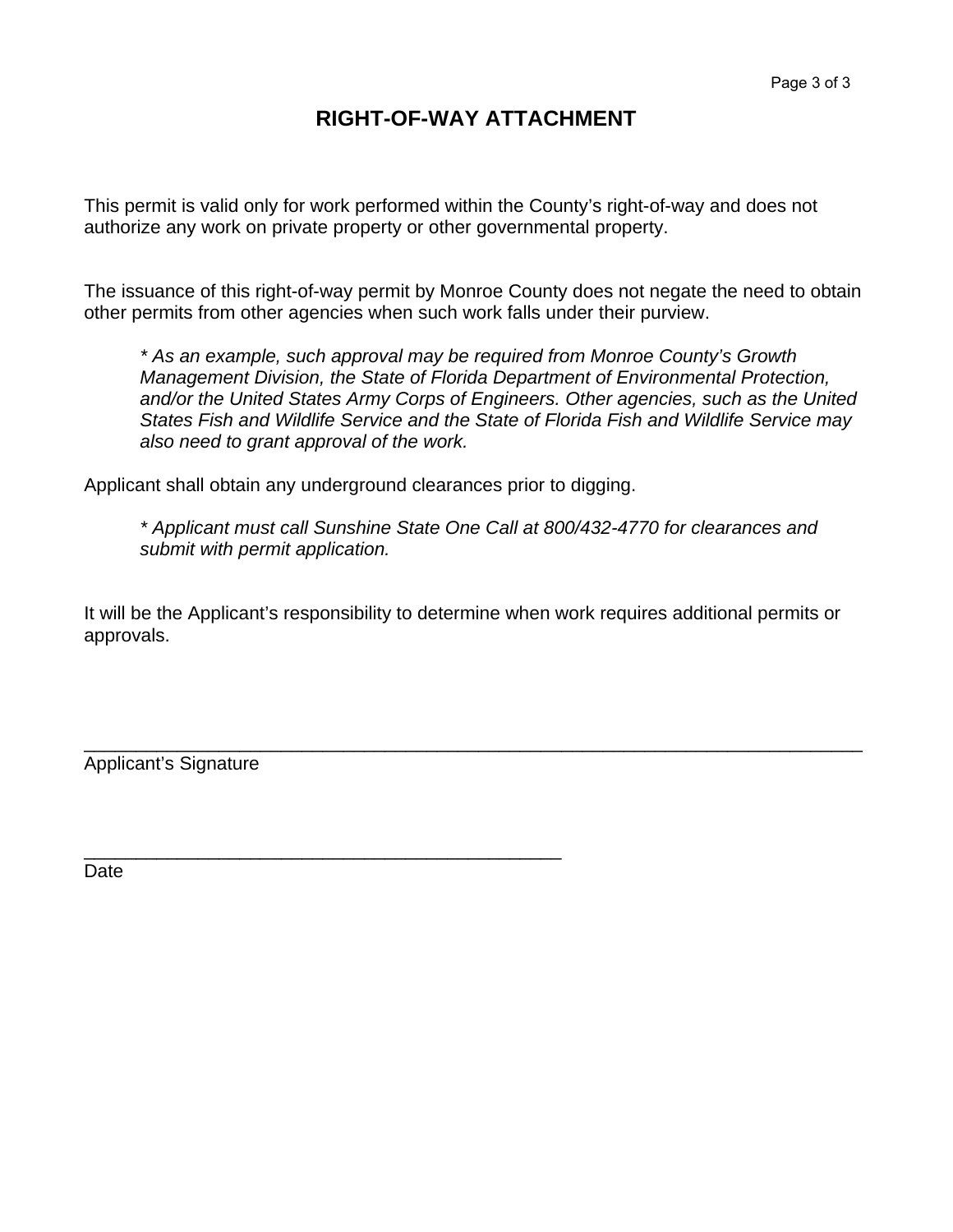# RIGHT-OF-WAY ATTACHMENT

This permit is valid only for work performed within the County's right-of-way and does not authorize any work on private property or other governmental property.

The issuance of this right-of-way permit by Monroe County does not negate the need to obtain other permits from other agencies when such work falls under their purview.

> *\* As an example, such approval may be required from Monroe County's Growth Management Division, the State of Florida Department of Environmental Protection, and/or the United States Army Corps of Engineers. Other agencies, such as the United States Fish and Wildlife Service and the State of Florida Fish and Wildlife Service may also need to grant approval of the work.*

Applicant shall obtain any underground clearances prior to digging.

> *\* Applicant must call Sunshine State One Call at 800/432-4770 for clearances and submit with permit application.*

It will be the Applicant's responsibility to determine when work requires additional permits or approvals.

\_\_\_\_\_\_\_\_\_\_\_\_\_\_\_\_\_\_\_\_\_\_\_\_\_\_\_\_\_\_\_\_\_\_\_\_\_\_\_\_\_\_\_\_\_\_\_\_\_\_\_\_\_\_\_\_\_\_\_\_\_\_\_\_

Applicant's Signature

\_\_\_\_\_\_\_\_\_\_\_\_\_\_\_\_\_\_\_\_\_\_\_\_\_\_\_\_\_\_\_\_\_\_\_\_\_\_\_\_\_\_

Date